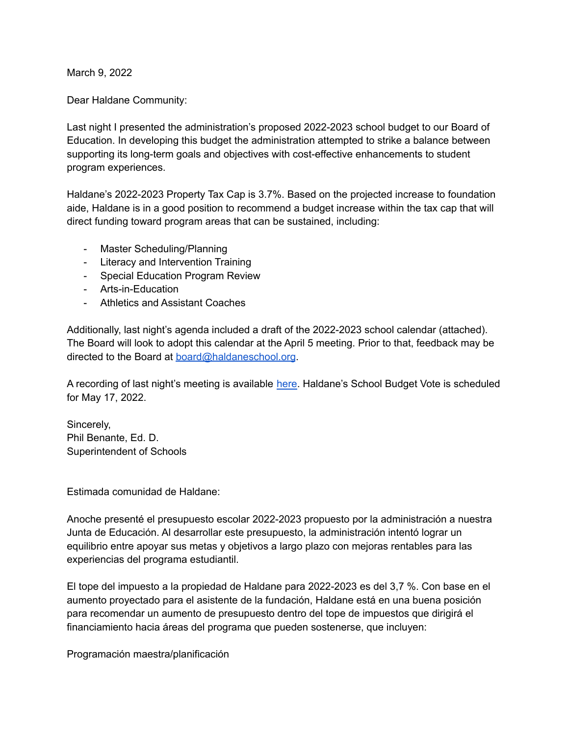March 9, 2022

Dear Haldane Community:

Last night I presented the administration's proposed 2022-2023 school budget to our Board of Education. In developing this budget the administration attempted to strike a balance between supporting its long-term goals and objectives with cost-effective enhancements to student program experiences.

Haldane's 2022-2023 Property Tax Cap is 3.7%. Based on the projected increase to foundation aide, Haldane is in a good position to recommend a budget increase within the tax cap that will direct funding toward program areas that can be sustained, including:

- Master Scheduling/Planning
- Literacy and Intervention Training
- Special Education Program Review
- Arts-in-Education
- Athletics and Assistant Coaches

Additionally, last night's agenda included a draft of the 2022-2023 school calendar (attached). The Board will look to adopt this calendar at the April 5 meeting. Prior to that, feedback may be directed to the Board at board@haldaneschool.org.

A recording of last night's meeting is available here. Haldane's School Budget Vote is scheduled for May 17, 2022.

Sincerely,
Phil Benante, Ed. D.
Superintendent of Schools

Estimada comunidad de Haldane:

Anoche presenté el presupuesto escolar 2022-2023 propuesto por la administración a nuestra Junta de Educación. Al desarrollar este presupuesto, la administración intentó lograr un equilibrio entre apoyar sus metas y objetivos a largo plazo con mejoras rentables para las experiencias del programa estudiantil.

El tope del impuesto a la propiedad de Haldane para 2022-2023 es del 3,7 %. Con base en el aumento proyectado para el asistente de la fundación, Haldane está en una buena posición para recomendar un aumento de presupuesto dentro del tope de impuestos que dirigirá el financiamiento hacia áreas del programa que pueden sostenerse, que incluyen:

Programación maestra/planificación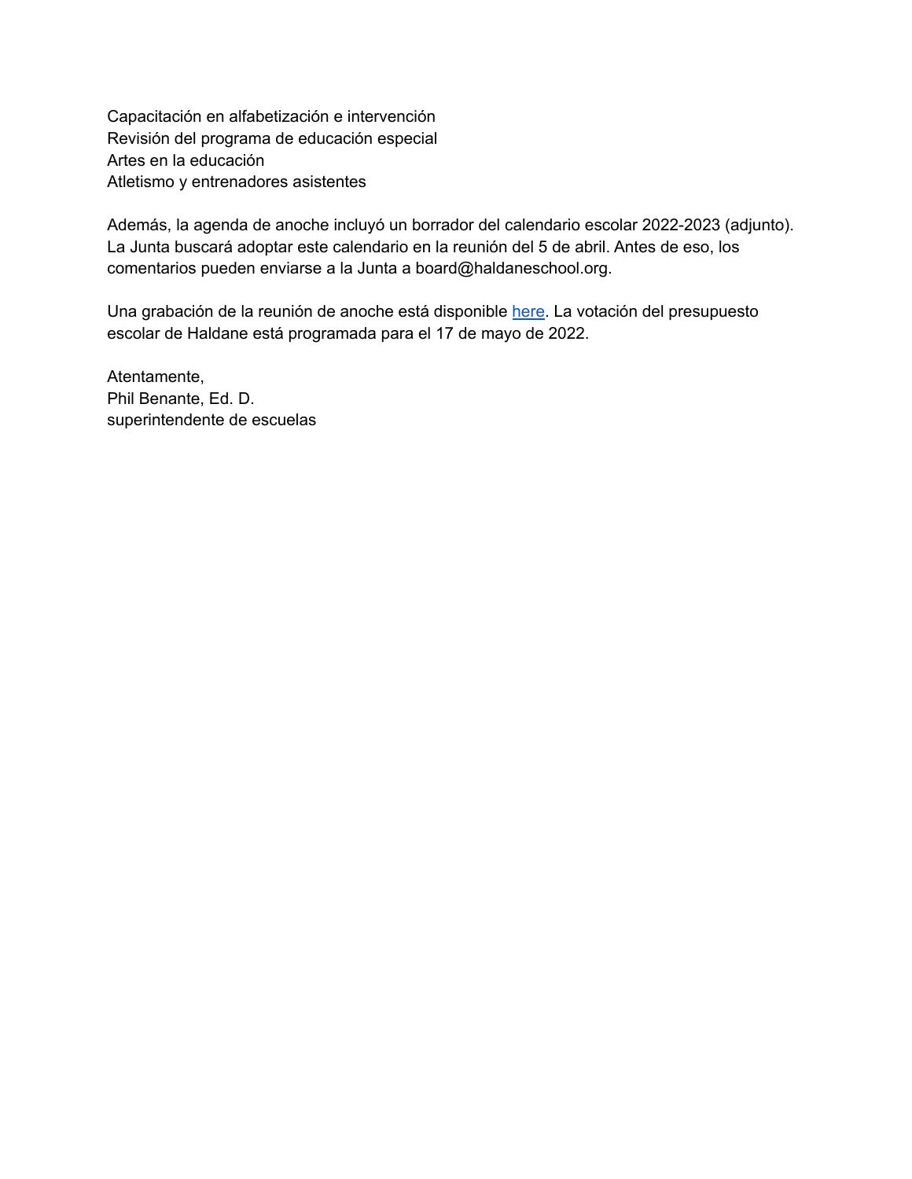Capacitación en alfabetización e intervención
Revisión del programa de educación especial
Artes en la educación
Atletismo y entrenadores asistentes

Además, la agenda de anoche incluyó un borrador del calendario escolar 2022-2023 (adjunto). La Junta buscará adoptar este calendario en la reunión del 5 de abril. Antes de eso, los comentarios pueden enviarse a la Junta a board@haldaneschool.org.

Una grabación de la reunión de anoche está disponible here. La votación del presupuesto escolar de Haldane está programada para el 17 de mayo de 2022.

Atentamente,
Phil Benante, Ed. D.
superintendente de escuelas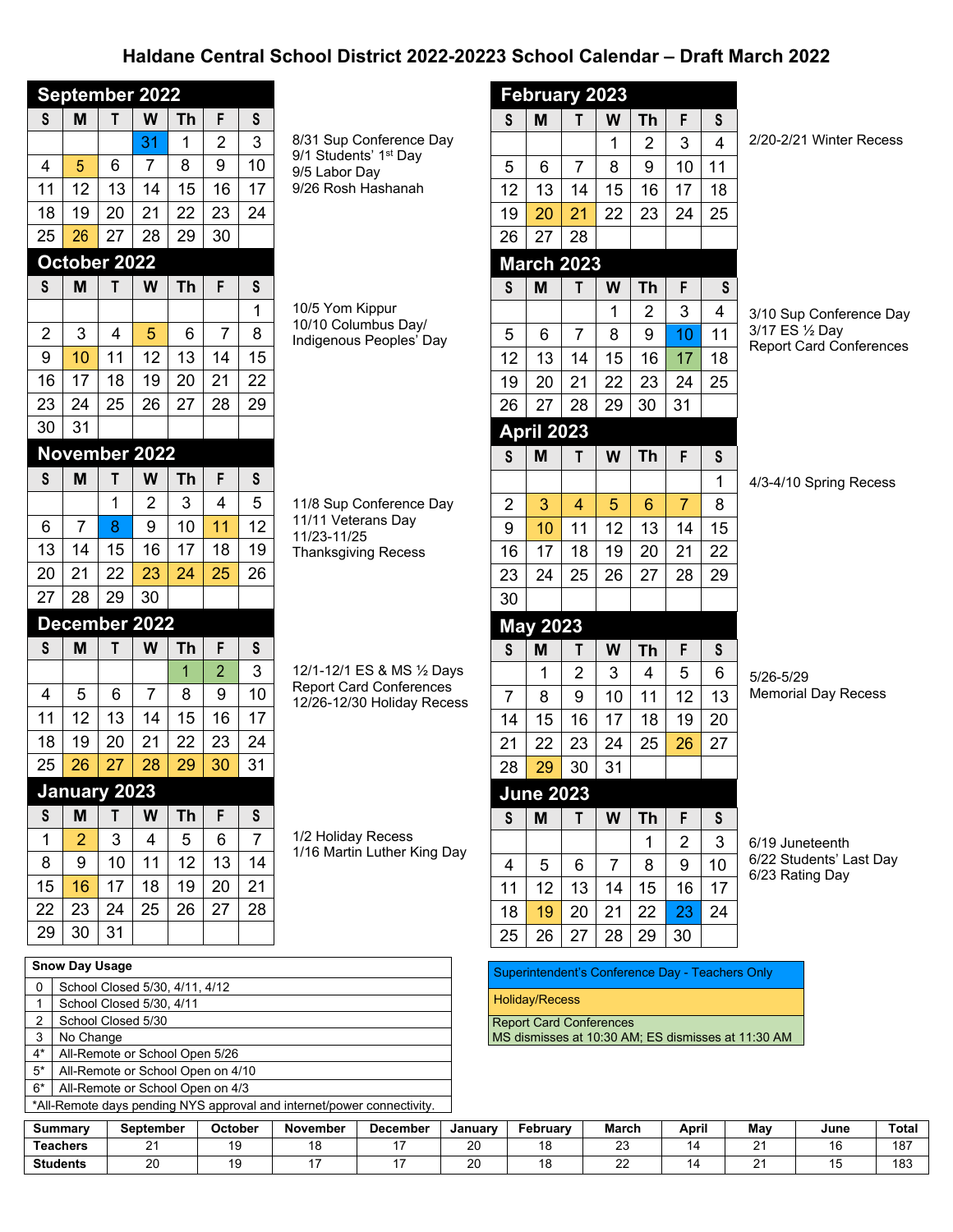# Haldane Central School District 2022-20223 School Calendar – Draft March 2022

## September 2022

| S | M | T | W | Th | F | S |
|---|---|---|---|---|---|---|
| | | | 31 | 1 | 2 | 3 |
| 4 | 5 | 6 | 7 | 8 | 9 | 10 |
| 11 | 12 | 13 | 14 | 15 | 16 | 17 |
| 18 | 19 | 20 | 21 | 22 | 23 | 24 |
| 25 | 26 | 27 | 28 | 29 | 30 | |

8/31 Sup Conference Day
9/1 Students' 1st Day
9/5 Labor Day
9/26 Rosh Hashanah

## October 2022

| S | M | T | W | Th | F | S |
|---|---|---|---|---|---|---|
| | | | | | | 1 |
| 2 | 3 | 4 | 5 | 6 | 7 | 8 |
| 9 | 10 | 11 | 12 | 13 | 14 | 15 |
| 16 | 17 | 18 | 19 | 20 | 21 | 22 |
| 23 | 24 | 25 | 26 | 27 | 28 | 29 |
| 30 | 31 | | | | | |

10/5 Yom Kippur
10/10 Columbus Day/ Indigenous Peoples' Day

## November 2022

| S | M | T | W | Th | F | S |
|---|---|---|---|---|---|---|
| | | 1 | 2 | 3 | 4 | 5 |
| 6 | 7 | 8 | 9 | 10 | 11 | 12 |
| 13 | 14 | 15 | 16 | 17 | 18 | 19 |
| 20 | 21 | 22 | 23 | 24 | 25 | 26 |
| 27 | 28 | 29 | 30 | | | |

11/8 Sup Conference Day
11/11 Veterans Day
11/23-11/25 Thanksgiving Recess

## December 2022

| S | M | T | W | Th | F | S |
|---|---|---|---|---|---|---|
| | | | | 1 | 2 | 3 |
| 4 | 5 | 6 | 7 | 8 | 9 | 10 |
| 11 | 12 | 13 | 14 | 15 | 16 | 17 |
| 18 | 19 | 20 | 21 | 22 | 23 | 24 |
| 25 | 26 | 27 | 28 | 29 | 30 | 31 |

12/1-12/1 ES & MS ½ Days Report Card Conferences
12/26-12/30 Holiday Recess

## January 2023

| S | M | T | W | Th | F | S |
|---|---|---|---|---|---|---|
| 1 | 2 | 3 | 4 | 5 | 6 | 7 |
| 8 | 9 | 10 | 11 | 12 | 13 | 14 |
| 15 | 16 | 17 | 18 | 19 | 20 | 21 |
| 22 | 23 | 24 | 25 | 26 | 27 | 28 |
| 29 | 30 | 31 | | | | |

1/2 Holiday Recess
1/16 Martin Luther King Day

## February 2023

| S | M | T | W | Th | F | S |
|---|---|---|---|---|---|---|
| | | | 1 | 2 | 3 | 4 |
| 5 | 6 | 7 | 8 | 9 | 10 | 11 |
| 12 | 13 | 14 | 15 | 16 | 17 | 18 |
| 19 | 20 | 21 | 22 | 23 | 24 | 25 |
| 26 | 27 | 28 | | | | |

2/20-2/21 Winter Recess

## March 2023

| S | M | T | W | Th | F | S |
|---|---|---|---|---|---|---|
| | | | 1 | 2 | 3 | 4 |
| 5 | 6 | 7 | 8 | 9 | 10 | 11 |
| 12 | 13 | 14 | 15 | 16 | 17 | 18 |
| 19 | 20 | 21 | 22 | 23 | 24 | 25 |
| 26 | 27 | 28 | 29 | 30 | 31 | |

3/10 Sup Conference Day
3/17 ES ½ Day Report Card Conferences

## April 2023

| S | M | T | W | Th | F | S |
|---|---|---|---|---|---|---|
| | | | | | | 1 |
| 2 | 3 | 4 | 5 | 6 | 7 | 8 |
| 9 | 10 | 11 | 12 | 13 | 14 | 15 |
| 16 | 17 | 18 | 19 | 20 | 21 | 22 |
| 23 | 24 | 25 | 26 | 27 | 28 | 29 |
| 30 | | | | | | |

4/3-4/10 Spring Recess

## May 2023

| S | M | T | W | Th | F | S |
|---|---|---|---|---|---|---|
| | 1 | 2 | 3 | 4 | 5 | 6 |
| 7 | 8 | 9 | 10 | 11 | 12 | 13 |
| 14 | 15 | 16 | 17 | 18 | 19 | 20 |
| 21 | 22 | 23 | 24 | 25 | 26 | 27 |
| 28 | 29 | 30 | 31 | | | |

5/26-5/29 Memorial Day Recess

## June 2023

| S | M | T | W | Th | F | S |
|---|---|---|---|---|---|---|
| | | | | 1 | 2 | 3 |
| 4 | 5 | 6 | 7 | 8 | 9 | 10 |
| 11 | 12 | 13 | 14 | 15 | 16 | 17 |
| 18 | 19 | 20 | 21 | 22 | 23 | 24 |
| 25 | 26 | 27 | 28 | 29 | 30 | |

6/19 Juneteenth
6/22 Students' Last Day
6/23 Rating Day

| Snow Day Usage | |
|---|---|
| 0 | School Closed 5/30, 4/11, 4/12 |
| 1 | School Closed 5/30, 4/11 |
| 2 | School Closed 5/30 |
| 3 | No Change |
| 4* | All-Remote or School Open 5/26 |
| 5* | All-Remote or School Open on 4/10 |
| 6* | All-Remote or School Open on 4/3 |

*All-Remote days pending NYS approval and internet/power connectivity.

Superintendent's Conference Day - Teachers Only

Holiday/Recess

Report Card Conferences
MS dismisses at 10:30 AM; ES dismisses at 11:30 AM

| Summary | September | October | November | December | January | February | March | April | May | June | Total |
|---|---|---|---|---|---|---|---|---|---|---|---|
| Teachers | 21 | 19 | 18 | 17 | 20 | 18 | 23 | 14 | 21 | 16 | 187 |
| Students | 20 | 19 | 17 | 17 | 20 | 18 | 22 | 14 | 21 | 15 | 183 |